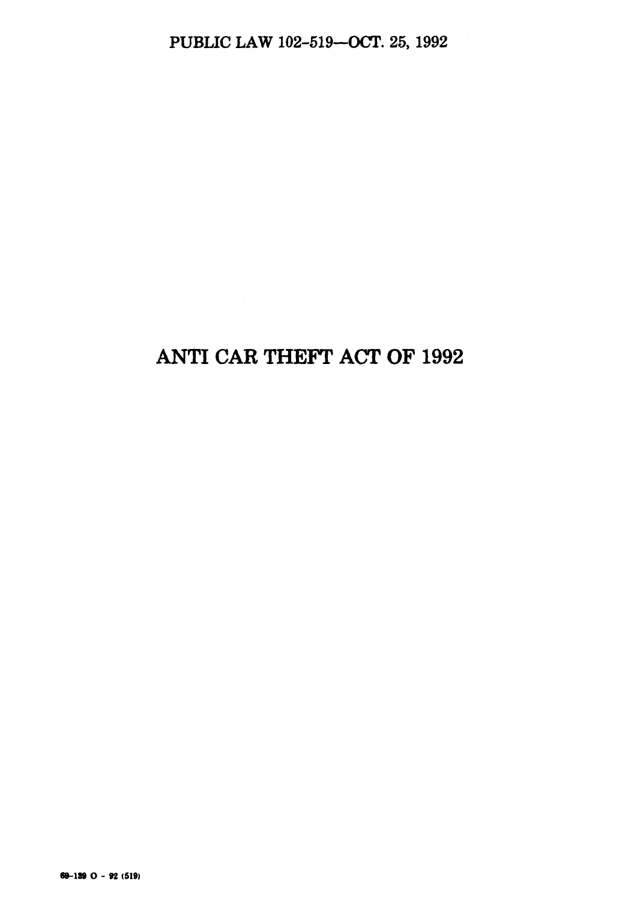PUBLIC LAW 102-519—OCT. 25, 1992

# ANTI CAR THEFT ACT OF 1992

69-139 O - 92 (519)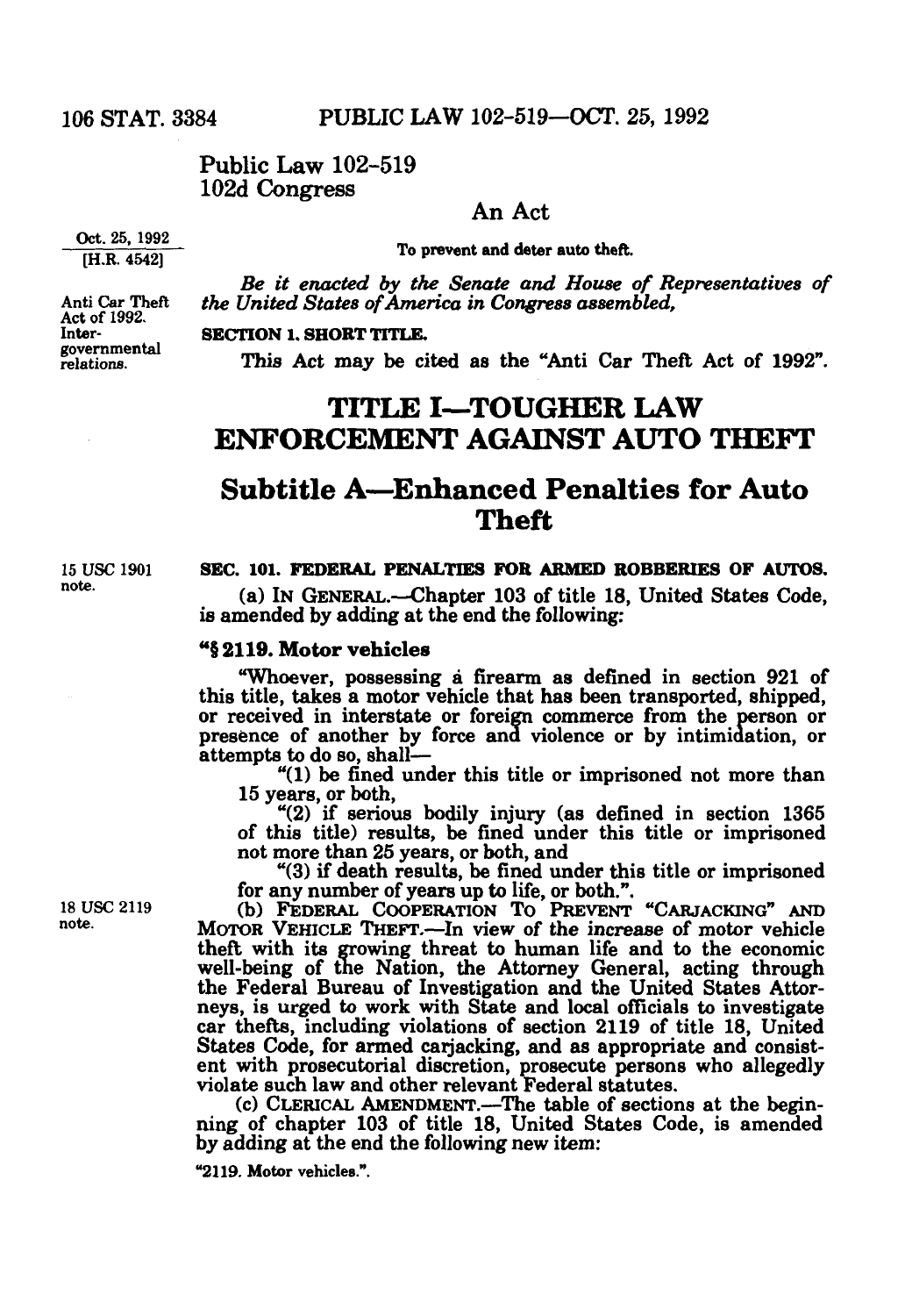Public Law 102-519
102d Congress

An Act

Oct. 25, 1992
[H.R. 4542]

To prevent and deter auto theft.

*Be it enacted by the Senate and House of Representatives of the United States of America in Congress assembled,*

Anti Car Theft Act of 1992.
Intergovernmental relations.

**SECTION 1. SHORT TITLE.**

This Act may be cited as the "Anti Car Theft Act of 1992".

# TITLE I—TOUGHER LAW ENFORCEMENT AGAINST AUTO THEFT

## Subtitle A—Enhanced Penalties for Auto Theft

15 USC 1901 note.

**SEC. 101. FEDERAL PENALTIES FOR ARMED ROBBERIES OF AUTOS.**

(a) IN GENERAL.—Chapter 103 of title 18, United States Code, is amended by adding at the end the following:

**"§ 2119. Motor vehicles**

"Whoever, possessing a firearm as defined in section 921 of this title, takes a motor vehicle that has been transported, shipped, or received in interstate or foreign commerce from the person or presence of another by force and violence or by intimidation, or attempts to do so, shall—

"(1) be fined under this title or imprisoned not more than 15 years, or both,

"(2) if serious bodily injury (as defined in section 1365 of this title) results, be fined under this title or imprisoned not more than 25 years, or both, and

"(3) if death results, be fined under this title or imprisoned for any number of years up to life, or both.".

18 USC 2119 note.

(b) FEDERAL COOPERATION TO PREVENT "CARJACKING" AND MOTOR VEHICLE THEFT.—In view of the increase of motor vehicle theft with its growing threat to human life and to the economic well-being of the Nation, the Attorney General, acting through the Federal Bureau of Investigation and the United States Attorneys, is urged to work with State and local officials to investigate car thefts, including violations of section 2119 of title 18, United States Code, for armed carjacking, and as appropriate and consistent with prosecutorial discretion, prosecute persons who allegedly violate such law and other relevant Federal statutes.

(c) CLERICAL AMENDMENT.—The table of sections at the beginning of chapter 103 of title 18, United States Code, is amended by adding at the end the following new item:

"2119. Motor vehicles.".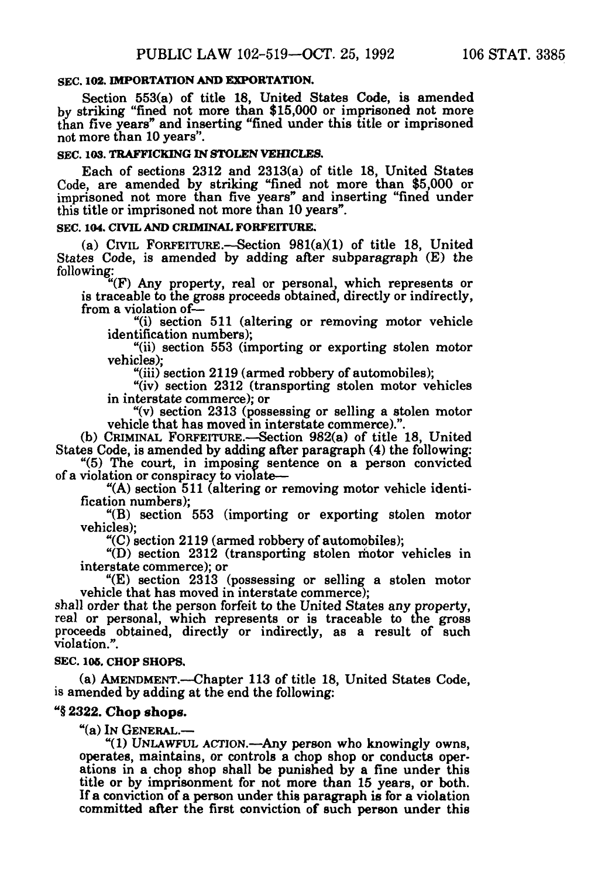**SEC. 102. IMPORTATION AND EXPORTATION.**

Section 553(a) of title 18, United States Code, is amended by striking "fined not more than $15,000 or imprisoned not more than five years" and inserting "fined under this title or imprisoned not more than 10 years".

**SEC. 103. TRAFFICKING IN STOLEN VEHICLES.**

Each of sections 2312 and 2313(a) of title 18, United States Code, are amended by striking "fined not more than $5,000 or imprisoned not more than five years" and inserting "fined under this title or imprisoned not more than 10 years".

**SEC. 104. CIVIL AND CRIMINAL FORFEITURE.**

(a) CIVIL FORFEITURE.—Section 981(a)(1) of title 18, United States Code, is amended by adding after subparagraph (E) the following:

"(F) Any property, real or personal, which represents or is traceable to the gross proceeds obtained, directly or indirectly, from a violation of—

"(i) section 511 (altering or removing motor vehicle identification numbers);

"(ii) section 553 (importing or exporting stolen motor vehicles);

"(iii) section 2119 (armed robbery of automobiles);

"(iv) section 2312 (transporting stolen motor vehicles in interstate commerce); or

"(v) section 2313 (possessing or selling a stolen motor vehicle that has moved in interstate commerce).".

(b) CRIMINAL FORFEITURE.—Section 982(a) of title 18, United States Code, is amended by adding after paragraph (4) the following:

"(5) The court, in imposing sentence on a person convicted of a violation or conspiracy to violate—

"(A) section 511 (altering or removing motor vehicle identification numbers);

"(B) section 553 (importing or exporting stolen motor vehicles);

"(C) section 2119 (armed robbery of automobiles);

"(D) section 2312 (transporting stolen motor vehicles in interstate commerce); or

"(E) section 2313 (possessing or selling a stolen motor vehicle that has moved in interstate commerce);

shall order that the person forfeit to the United States any property, real or personal, which represents or is traceable to the gross proceeds obtained, directly or indirectly, as a result of such violation.".

**SEC. 105. CHOP SHOPS.**

(a) AMENDMENT.—Chapter 113 of title 18, United States Code, is amended by adding at the end the following:

**"§ 2322. Chop shops.**

"(a) IN GENERAL.—

"(1) UNLAWFUL ACTION.—Any person who knowingly owns, operates, maintains, or controls a chop shop or conducts operations in a chop shop shall be punished by a fine under this title or by imprisonment for not more than 15 years, or both. If a conviction of a person under this paragraph is for a violation committed after the first conviction of such person under this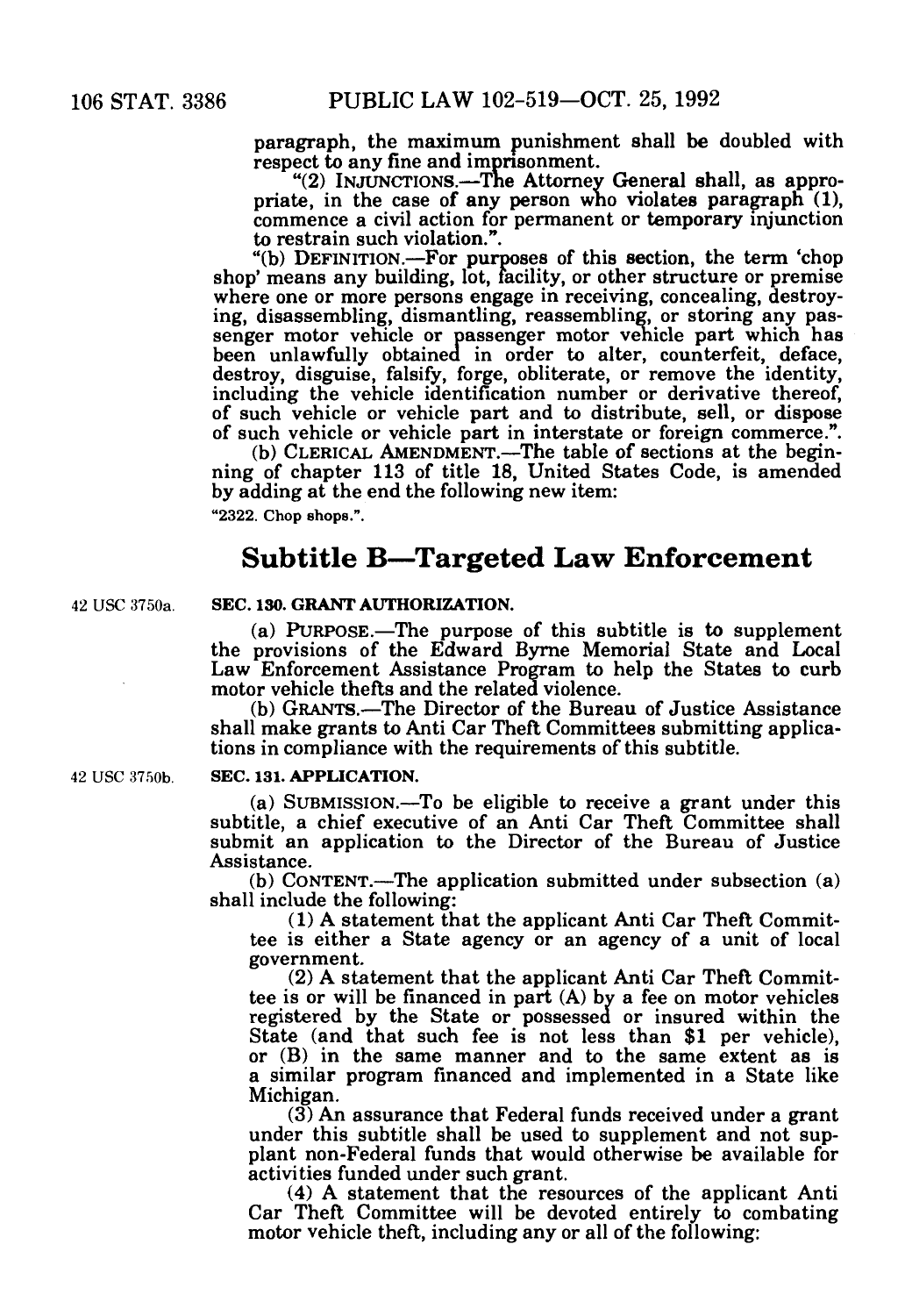paragraph, the maximum punishment shall be doubled with respect to any fine and imprisonment.

"(2) INJUNCTIONS.—The Attorney General shall, as appropriate, in the case of any person who violates paragraph (1), commence a civil action for permanent or temporary injunction to restrain such violation.".

"(b) DEFINITION.—For purposes of this section, the term 'chop shop' means any building, lot, facility, or other structure or premise where one or more persons engage in receiving, concealing, destroying, disassembling, dismantling, reassembling, or storing any passenger motor vehicle or passenger motor vehicle part which has been unlawfully obtained in order to alter, counterfeit, deface, destroy, disguise, falsify, forge, obliterate, or remove the identity, including the vehicle identification number or derivative thereof, of such vehicle or vehicle part and to distribute, sell, or dispose of such vehicle or vehicle part in interstate or foreign commerce.".

(b) CLERICAL AMENDMENT.—The table of sections at the beginning of chapter 113 of title 18, United States Code, is amended by adding at the end the following new item:

"2322. Chop shops.".

## Subtitle B—Targeted Law Enforcement

42 USC 3750a.

**SEC. 130. GRANT AUTHORIZATION.**

(a) PURPOSE.—The purpose of this subtitle is to supplement the provisions of the Edward Byrne Memorial State and Local Law Enforcement Assistance Program to help the States to curb motor vehicle thefts and the related violence.

(b) GRANTS.—The Director of the Bureau of Justice Assistance shall make grants to Anti Car Theft Committees submitting applications in compliance with the requirements of this subtitle.

42 USC 3750b.

**SEC. 131. APPLICATION.**

(a) SUBMISSION.—To be eligible to receive a grant under this subtitle, a chief executive of an Anti Car Theft Committee shall submit an application to the Director of the Bureau of Justice Assistance.

(b) CONTENT.—The application submitted under subsection (a) shall include the following:

(1) A statement that the applicant Anti Car Theft Committee is either a State agency or an agency of a unit of local government.

(2) A statement that the applicant Anti Car Theft Committee is or will be financed in part (A) by a fee on motor vehicles registered by the State or possessed or insured within the State (and that such fee is not less than $1 per vehicle), or (B) in the same manner and to the same extent as is a similar program financed and implemented in a State like Michigan.

(3) An assurance that Federal funds received under a grant under this subtitle shall be used to supplement and not supplant non-Federal funds that would otherwise be available for activities funded under such grant.

(4) A statement that the resources of the applicant Anti Car Theft Committee will be devoted entirely to combating motor vehicle theft, including any or all of the following: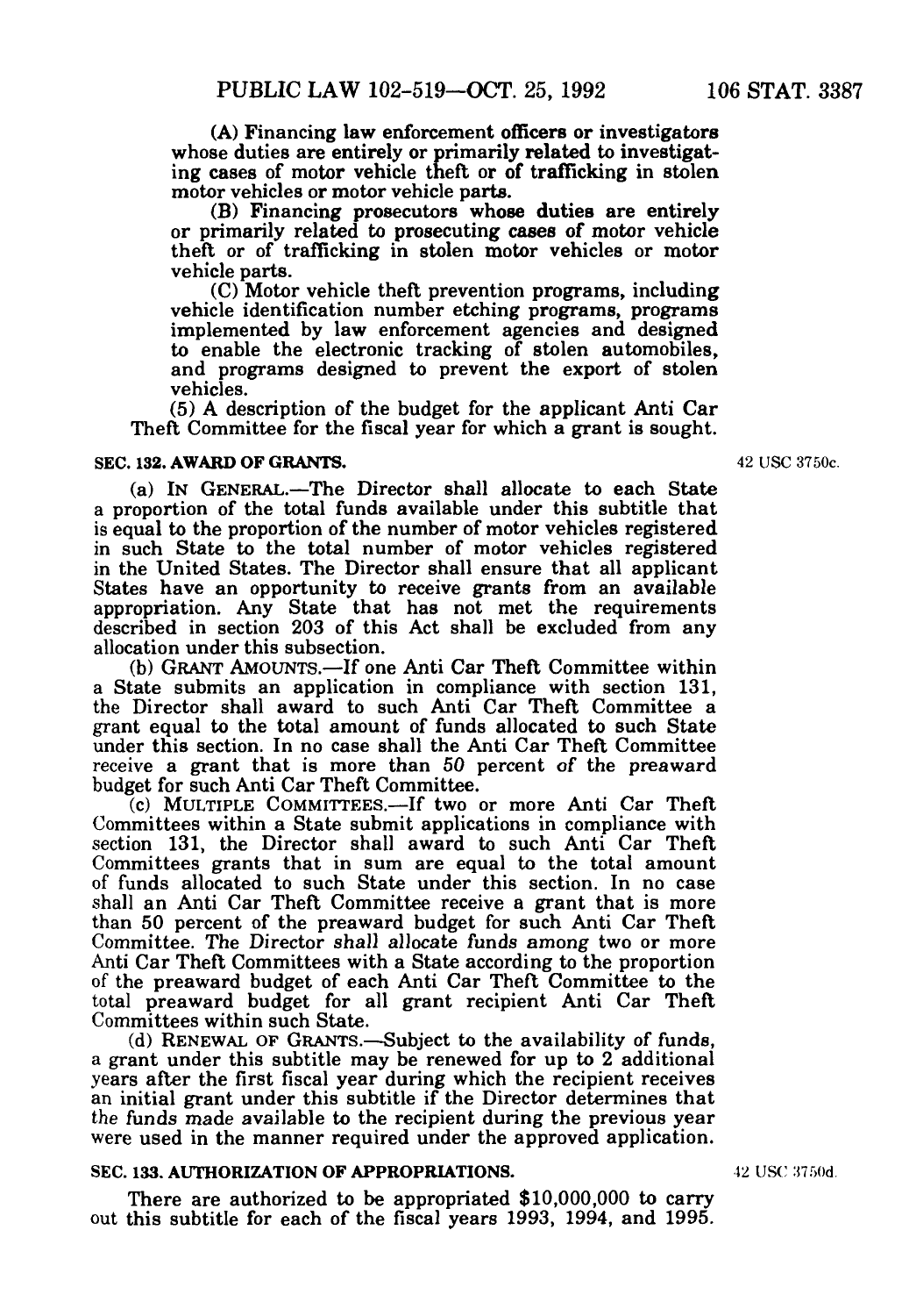(A) Financing law enforcement officers or investigators whose duties are entirely or primarily related to investigating cases of motor vehicle theft or of trafficking in stolen motor vehicles or motor vehicle parts.

(B) Financing prosecutors whose duties are entirely or primarily related to prosecuting cases of motor vehicle theft or of trafficking in stolen motor vehicles or motor vehicle parts.

(C) Motor vehicle theft prevention programs, including vehicle identification number etching programs, programs implemented by law enforcement agencies and designed to enable the electronic tracking of stolen automobiles, and programs designed to prevent the export of stolen vehicles.

(5) A description of the budget for the applicant Anti Car Theft Committee for the fiscal year for which a grant is sought.

**SEC. 132. AWARD OF GRANTS.**

42 USC 3750c.

(a) IN GENERAL.—The Director shall allocate to each State a proportion of the total funds available under this subtitle that is equal to the proportion of the number of motor vehicles registered in such State to the total number of motor vehicles registered in the United States. The Director shall ensure that all applicant States have an opportunity to receive grants from an available appropriation. Any State that has not met the requirements described in section 203 of this Act shall be excluded from any allocation under this subsection.

(b) GRANT AMOUNTS.—If one Anti Car Theft Committee within a State submits an application in compliance with section 131, the Director shall award to such Anti Car Theft Committee a grant equal to the total amount of funds allocated to such State under this section. In no case shall the Anti Car Theft Committee receive a grant that is more than 50 percent of the preaward budget for such Anti Car Theft Committee.

(c) MULTIPLE COMMITTEES.—If two or more Anti Car Theft Committees within a State submit applications in compliance with section 131, the Director shall award to such Anti Car Theft Committees grants that in sum are equal to the total amount of funds allocated to such State under this section. In no case shall an Anti Car Theft Committee receive a grant that is more than 50 percent of the preaward budget for such Anti Car Theft Committee. The Director shall allocate funds among two or more Anti Car Theft Committees with a State according to the proportion of the preaward budget of each Anti Car Theft Committee to the total preaward budget for all grant recipient Anti Car Theft Committees within such State.

(d) RENEWAL OF GRANTS.—Subject to the availability of funds, a grant under this subtitle may be renewed for up to 2 additional years after the first fiscal year during which the recipient receives an initial grant under this subtitle if the Director determines that the funds made available to the recipient during the previous year were used in the manner required under the approved application.

**SEC. 133. AUTHORIZATION OF APPROPRIATIONS.**

42 USC 3750d.

There are authorized to be appropriated $10,000,000 to carry out this subtitle for each of the fiscal years 1993, 1994, and 1995.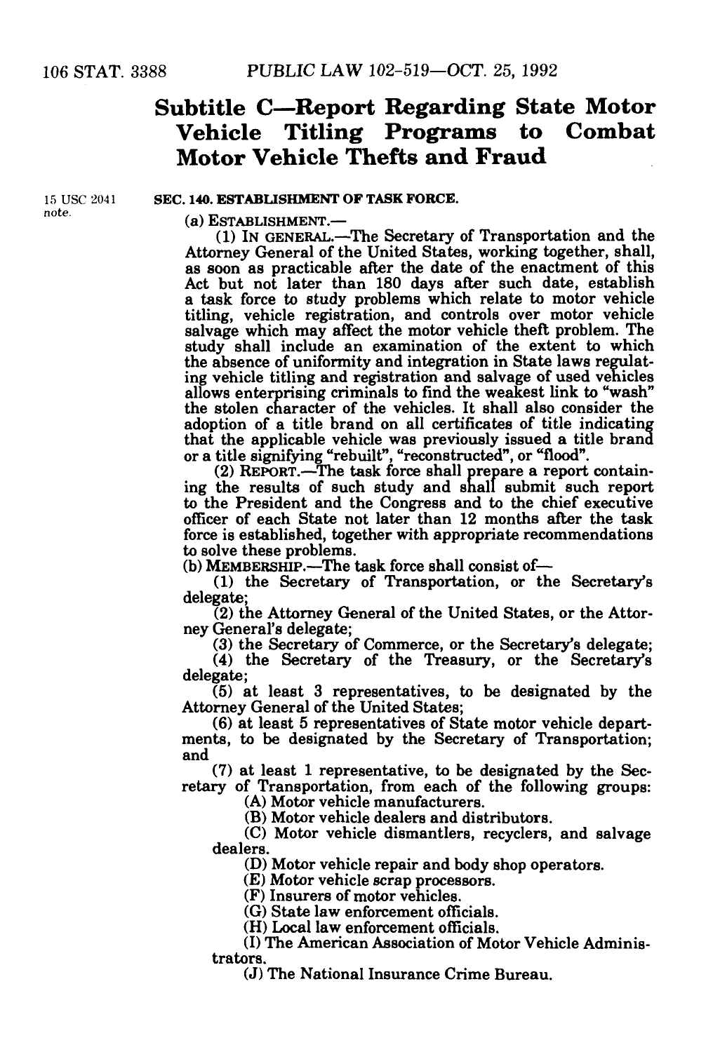## Subtitle C—Report Regarding State Motor Vehicle Titling Programs to Combat Motor Vehicle Thefts and Fraud

15 USC 2041 note.

**SEC. 140. ESTABLISHMENT OF TASK FORCE.**

(a) ESTABLISHMENT.—

(1) IN GENERAL.—The Secretary of Transportation and the Attorney General of the United States, working together, shall, as soon as practicable after the date of the enactment of this Act but not later than 180 days after such date, establish a task force to study problems which relate to motor vehicle titling, vehicle registration, and controls over motor vehicle salvage which may affect the motor vehicle theft problem. The study shall include an examination of the extent to which the absence of uniformity and integration in State laws regulating vehicle titling and registration and salvage of used vehicles allows enterprising criminals to find the weakest link to "wash" the stolen character of the vehicles. It shall also consider the adoption of a title brand on all certificates of title indicating that the applicable vehicle was previously issued a title brand or a title signifying "rebuilt", "reconstructed", or "flood".

(2) REPORT.—The task force shall prepare a report containing the results of such study and shall submit such report to the President and the Congress and to the chief executive officer of each State not later than 12 months after the task force is established, together with appropriate recommendations to solve these problems.

(b) MEMBERSHIP.—The task force shall consist of—

(1) the Secretary of Transportation, or the Secretary's delegate;

(2) the Attorney General of the United States, or the Attorney General's delegate;

(3) the Secretary of Commerce, or the Secretary's delegate;

(4) the Secretary of the Treasury, or the Secretary's delegate;

(5) at least 3 representatives, to be designated by the Attorney General of the United States;

(6) at least 5 representatives of State motor vehicle departments, to be designated by the Secretary of Transportation; and

(7) at least 1 representative, to be designated by the Secretary of Transportation, from each of the following groups:

(A) Motor vehicle manufacturers.

(B) Motor vehicle dealers and distributors.

(C) Motor vehicle dismantlers, recyclers, and salvage dealers.

(D) Motor vehicle repair and body shop operators.

(E) Motor vehicle scrap processors.

(F) Insurers of motor vehicles.

(G) State law enforcement officials.

(H) Local law enforcement officials.

(I) The American Association of Motor Vehicle Administrators.

(J) The National Insurance Crime Bureau.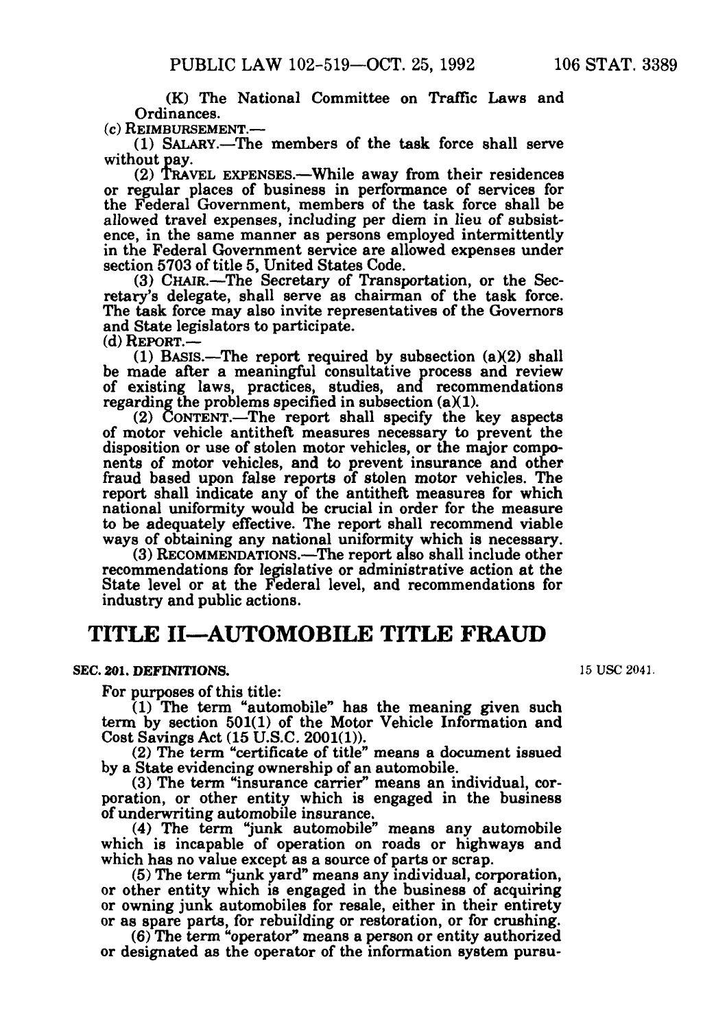(K) The National Committee on Traffic Laws and Ordinances.

(c) REIMBURSEMENT.—

(1) SALARY.—The members of the task force shall serve without pay.

(2) TRAVEL EXPENSES.—While away from their residences or regular places of business in performance of services for the Federal Government, members of the task force shall be allowed travel expenses, including per diem in lieu of subsistence, in the same manner as persons employed intermittently in the Federal Government service are allowed expenses under section 5703 of title 5, United States Code.

(3) CHAIR.—The Secretary of Transportation, or the Secretary's delegate, shall serve as chairman of the task force. The task force may also invite representatives of the Governors and State legislators to participate.

(d) REPORT.—

(1) BASIS.—The report required by subsection (a)(2) shall be made after a meaningful consultative process and review of existing laws, practices, studies, and recommendations regarding the problems specified in subsection (a)(1).

(2) CONTENT.—The report shall specify the key aspects of motor vehicle antitheft measures necessary to prevent the disposition or use of stolen motor vehicles, or the major components of motor vehicles, and to prevent insurance and other fraud based upon false reports of stolen motor vehicles. The report shall indicate any of the antitheft measures for which national uniformity would be crucial in order for the measure to be adequately effective. The report shall recommend viable ways of obtaining any national uniformity which is necessary.

(3) RECOMMENDATIONS.—The report also shall include other recommendations for legislative or administrative action at the State level or at the Federal level, and recommendations for industry and public actions.

# TITLE II—AUTOMOBILE TITLE FRAUD

**SEC. 201. DEFINITIONS.**

15 USC 2041.

For purposes of this title:

(1) The term "automobile" has the meaning given such term by section 501(1) of the Motor Vehicle Information and Cost Savings Act (15 U.S.C. 2001(1)).

(2) The term "certificate of title" means a document issued by a State evidencing ownership of an automobile.

(3) The term "insurance carrier" means an individual, corporation, or other entity which is engaged in the business of underwriting automobile insurance.

(4) The term "junk automobile" means any automobile which is incapable of operation on roads or highways and which has no value except as a source of parts or scrap.

(5) The term "junk yard" means any individual, corporation, or other entity which is engaged in the business of acquiring or owning junk automobiles for resale, either in their entirety or as spare parts, for rebuilding or restoration, or for crushing.

(6) The term "operator" means a person or entity authorized or designated as the operator of the information system pursu-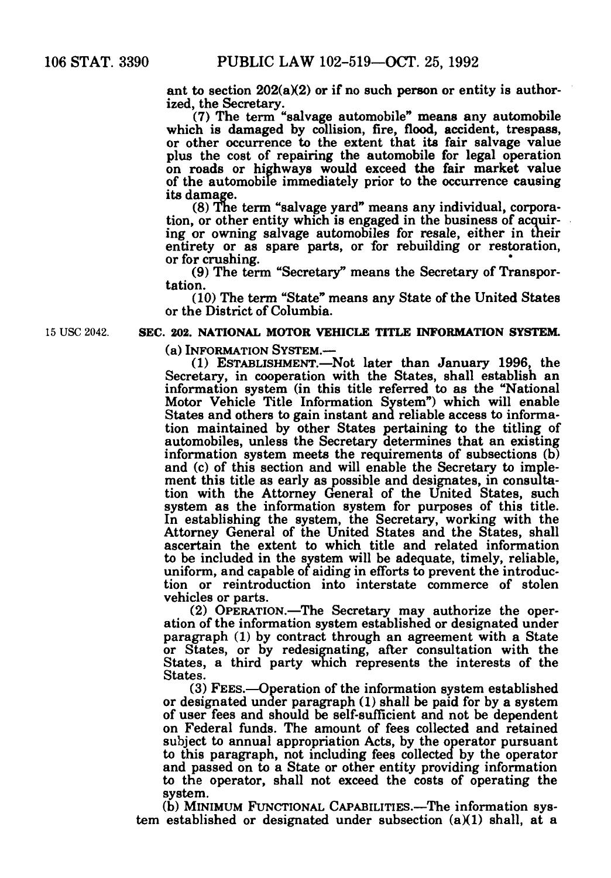ant to section 202(a)(2) or if no such person or entity is authorized, the Secretary.

(7) The term "salvage automobile" means any automobile which is damaged by collision, fire, flood, accident, trespass, or other occurrence to the extent that its fair salvage value plus the cost of repairing the automobile for legal operation on roads or highways would exceed the fair market value of the automobile immediately prior to the occurrence causing its damage.

(8) The term "salvage yard" means any individual, corporation, or other entity which is engaged in the business of acquiring or owning salvage automobiles for resale, either in their entirety or as spare parts, or for rebuilding or restoration, or for crushing.

(9) The term "Secretary" means the Secretary of Transportation.

(10) The term "State" means any State of the United States or the District of Columbia.

15 USC 2042.

### SEC. 202. NATIONAL MOTOR VEHICLE TITLE INFORMATION SYSTEM.

(a) INFORMATION SYSTEM.—

(1) ESTABLISHMENT.—Not later than January 1996, the Secretary, in cooperation with the States, shall establish an information system (in this title referred to as the "National Motor Vehicle Title Information System") which will enable States and others to gain instant and reliable access to information maintained by other States pertaining to the titling of automobiles, unless the Secretary determines that an existing information system meets the requirements of subsections (b) and (c) of this section and will enable the Secretary to implement this title as early as possible and designates, in consultation with the Attorney General of the United States, such system as the information system for purposes of this title. In establishing the system, the Secretary, working with the Attorney General of the United States and the States, shall ascertain the extent to which title and related information to be included in the system will be adequate, timely, reliable, uniform, and capable of aiding in efforts to prevent the introduction or reintroduction into interstate commerce of stolen vehicles or parts.

(2) OPERATION.—The Secretary may authorize the operation of the information system established or designated under paragraph (1) by contract through an agreement with a State or States, or by redesignating, after consultation with the States, a third party which represents the interests of the States.

(3) FEES.—Operation of the information system established or designated under paragraph (1) shall be paid for by a system of user fees and should be self-sufficient and not be dependent on Federal funds. The amount of fees collected and retained subject to annual appropriation Acts, by the operator pursuant to this paragraph, not including fees collected by the operator and passed on to a State or other entity providing information to the operator, shall not exceed the costs of operating the system.

(b) MINIMUM FUNCTIONAL CAPABILITIES.—The information system established or designated under subsection (a)(1) shall, at a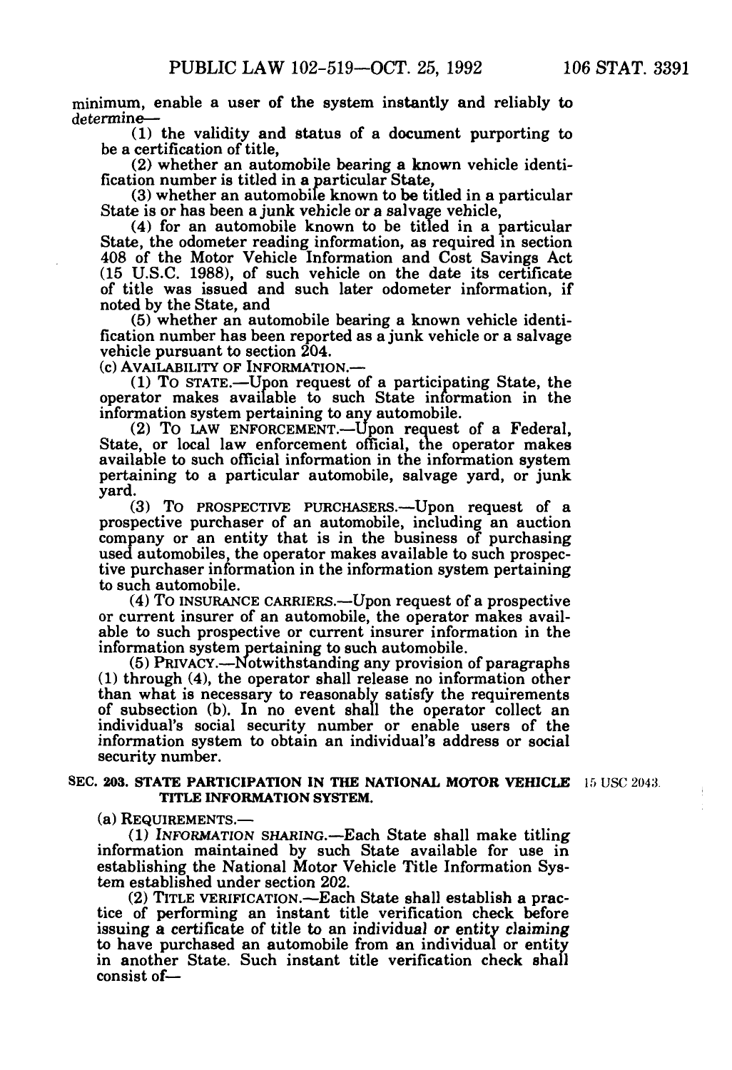minimum, enable a user of the system instantly and reliably to determine—

(1) the validity and status of a document purporting to be a certification of title,

(2) whether an automobile bearing a known vehicle identification number is titled in a particular State,

(3) whether an automobile known to be titled in a particular State is or has been a junk vehicle or a salvage vehicle,

(4) for an automobile known to be titled in a particular State, the odometer reading information, as required in section 408 of the Motor Vehicle Information and Cost Savings Act (15 U.S.C. 1988), of such vehicle on the date its certificate of title was issued and such later odometer information, if noted by the State, and

(5) whether an automobile bearing a known vehicle identification number has been reported as a junk vehicle or a salvage vehicle pursuant to section 204.

(c) AVAILABILITY OF INFORMATION.—

(1) TO STATE.—Upon request of a participating State, the operator makes available to such State information in the information system pertaining to any automobile.

(2) TO LAW ENFORCEMENT.—Upon request of a Federal, State, or local law enforcement official, the operator makes available to such official information in the information system pertaining to a particular automobile, salvage yard, or junk yard.

(3) TO PROSPECTIVE PURCHASERS.—Upon request of a prospective purchaser of an automobile, including an auction company or an entity that is in the business of purchasing used automobiles, the operator makes available to such prospective purchaser information in the information system pertaining to such automobile.

(4) TO INSURANCE CARRIERS.—Upon request of a prospective or current insurer of an automobile, the operator makes available to such prospective or current insurer information in the information system pertaining to such automobile.

(5) PRIVACY.—Notwithstanding any provision of paragraphs (1) through (4), the operator shall release no information other than what is necessary to reasonably satisfy the requirements of subsection (b). In no event shall the operator collect an individual's social security number or enable users of the information system to obtain an individual's address or social security number.

**SEC. 203. STATE PARTICIPATION IN THE NATIONAL MOTOR VEHICLE TITLE INFORMATION SYSTEM.**

15 USC 2043.

(a) REQUIREMENTS.—

(1) *INFORMATION SHARING*.—Each State shall make titling information maintained by such State available for use in establishing the National Motor Vehicle Title Information System established under section 202.

(2) TITLE VERIFICATION.—Each State shall establish a practice of performing an instant title verification check before issuing a certificate of title to an individual *or entity claiming* to have purchased an automobile from an individual or entity in another State. Such instant title verification check shall consist of—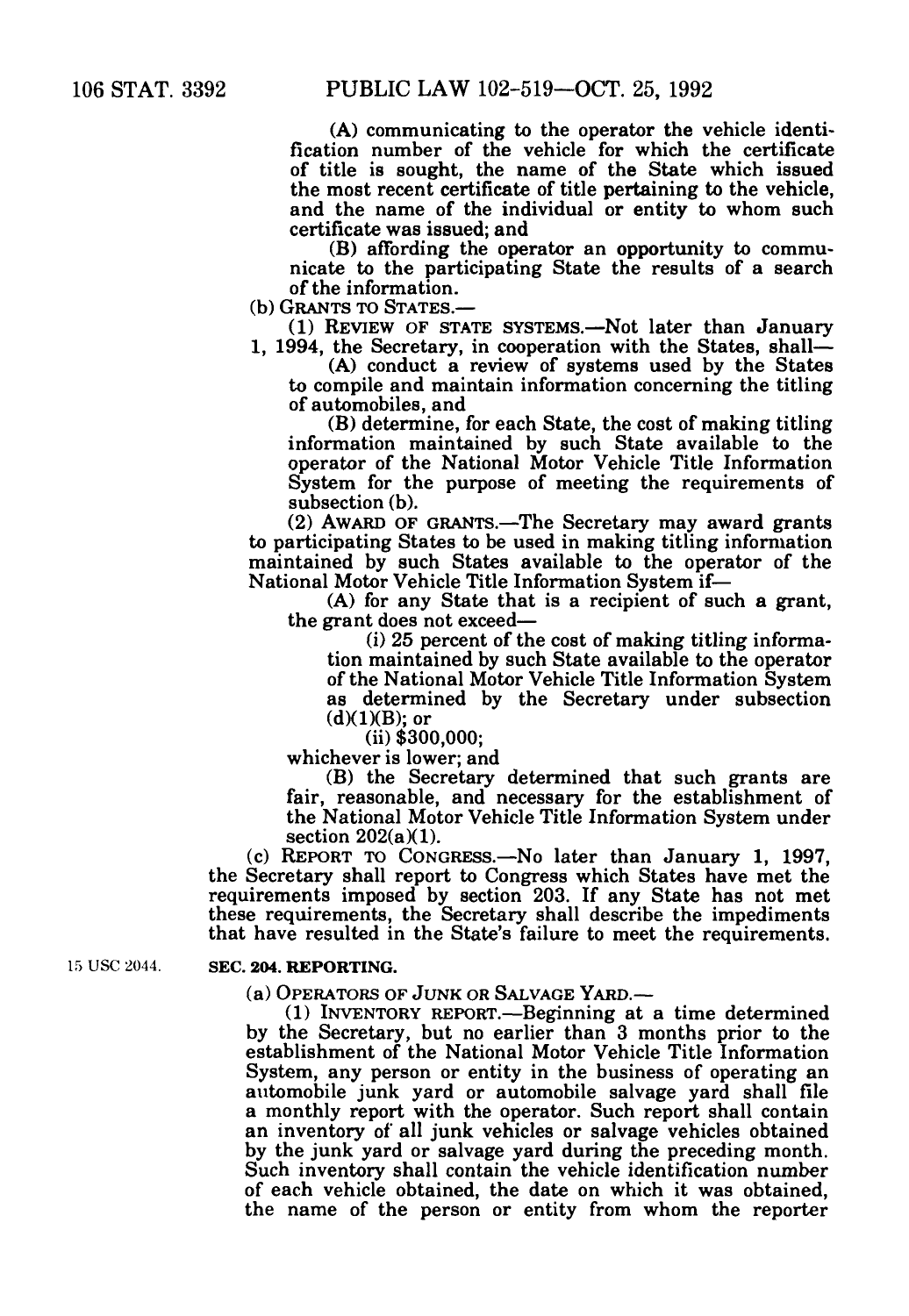(A) communicating to the operator the vehicle identification number of the vehicle for which the certificate of title is sought, the name of the State which issued the most recent certificate of title pertaining to the vehicle, and the name of the individual or entity to whom such certificate was issued; and

(B) affording the operator an opportunity to communicate to the participating State the results of a search of the information.

(b) GRANTS TO STATES.—

(1) REVIEW OF STATE SYSTEMS.—Not later than January 1, 1994, the Secretary, in cooperation with the States, shall—

(A) conduct a review of systems used by the States to compile and maintain information concerning the titling of automobiles, and

(B) determine, for each State, the cost of making titling information maintained by such State available to the operator of the National Motor Vehicle Title Information System for the purpose of meeting the requirements of subsection (b).

(2) AWARD OF GRANTS.—The Secretary may award grants to participating States to be used in making titling information maintained by such States available to the operator of the National Motor Vehicle Title Information System if—

(A) for any State that is a recipient of such a grant, the grant does not exceed—

(i) 25 percent of the cost of making titling information maintained by such State available to the operator of the National Motor Vehicle Title Information System as determined by the Secretary under subsection (d)(1)(B); or

(ii) $300,000;

whichever is lower; and

(B) the Secretary determined that such grants are fair, reasonable, and necessary for the establishment of the National Motor Vehicle Title Information System under section 202(a)(1).

(c) REPORT TO CONGRESS.—No later than January 1, 1997, the Secretary shall report to Congress which States have met the requirements imposed by section 203. If any State has not met these requirements, the Secretary shall describe the impediments that have resulted in the State's failure to meet the requirements.

15 USC 2044.

**SEC. 204. REPORTING.**

(a) OPERATORS OF JUNK OR SALVAGE YARD.—

(1) INVENTORY REPORT.—Beginning at a time determined by the Secretary, but no earlier than 3 months prior to the establishment of the National Motor Vehicle Title Information System, any person or entity in the business of operating an automobile junk yard or automobile salvage yard shall file a monthly report with the operator. Such report shall contain an inventory of all junk vehicles or salvage vehicles obtained by the junk yard or salvage yard during the preceding month. Such inventory shall contain the vehicle identification number of each vehicle obtained, the date on which it was obtained, the name of the person or entity from whom the reporter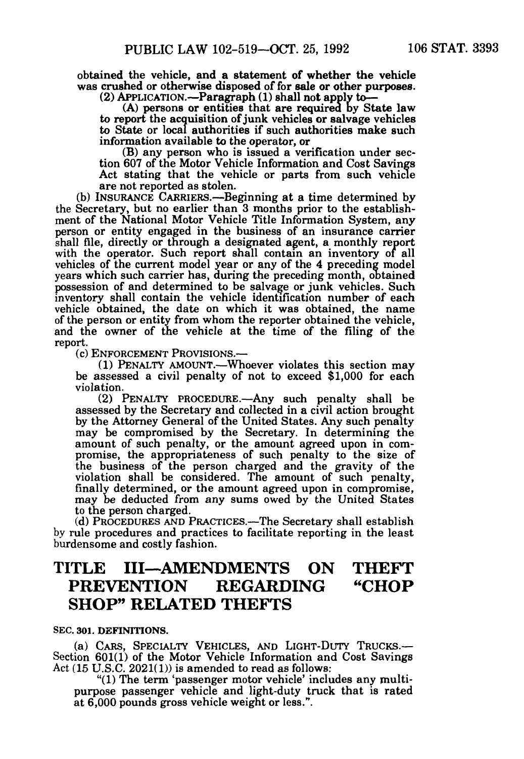obtained the vehicle, and a statement of whether the vehicle was crushed or otherwise disposed of for sale or other purposes.

(2) APPLICATION.—Paragraph (1) shall not apply to—

(A) persons or entities that are required by State law to report the acquisition of junk vehicles or salvage vehicles to State or local authorities if such authorities make such information available to the operator, or

(B) any person who is issued a verification under section 607 of the Motor Vehicle Information and Cost Savings Act stating that the vehicle or parts from such vehicle are not reported as stolen.

(b) INSURANCE CARRIERS.—Beginning at a time determined by the Secretary, but no earlier than 3 months prior to the establishment of the National Motor Vehicle Title Information System, any person or entity engaged in the business of an insurance carrier shall file, directly or through a designated agent, a monthly report with the operator. Such report shall contain an inventory of all vehicles of the current model year or any of the 4 preceding model years which such carrier has, during the preceding month, obtained possession of and determined to be salvage or junk vehicles. Such inventory shall contain the vehicle identification number of each vehicle obtained, the date on which it was obtained, the name of the person or entity from whom the reporter obtained the vehicle, and the owner of the vehicle at the time of the filing of the report.

(c) ENFORCEMENT PROVISIONS.—

(1) PENALTY AMOUNT.—Whoever violates this section may be assessed a civil penalty of not to exceed $1,000 for each violation.

(2) PENALTY PROCEDURE.—Any such penalty shall be assessed by the Secretary and collected in a civil action brought by the Attorney General of the United States. Any such penalty may be compromised by the Secretary. In determining the amount of such penalty, or the amount agreed upon in compromise, the appropriateness of such penalty to the size of the business of the person charged and the gravity of the violation shall be considered. The amount of such penalty, finally determined, or the amount agreed upon in compromise, may be deducted from any sums owed by the United States to the person charged.

(d) PROCEDURES AND PRACTICES.—The Secretary shall establish by rule procedures and practices to facilitate reporting in the least burdensome and costly fashion.

# TITLE III—AMENDMENTS ON THEFT PREVENTION REGARDING "CHOP SHOP" RELATED THEFTS

### SEC. 301. DEFINITIONS.

(a) CARS, SPECIALTY VEHICLES, AND LIGHT-DUTY TRUCKS.—Section 601(1) of the Motor Vehicle Information and Cost Savings Act (15 U.S.C. 2021(1)) is amended to read as follows:

"(1) The term 'passenger motor vehicle' includes any multipurpose passenger vehicle and light-duty truck that is rated at 6,000 pounds gross vehicle weight or less.".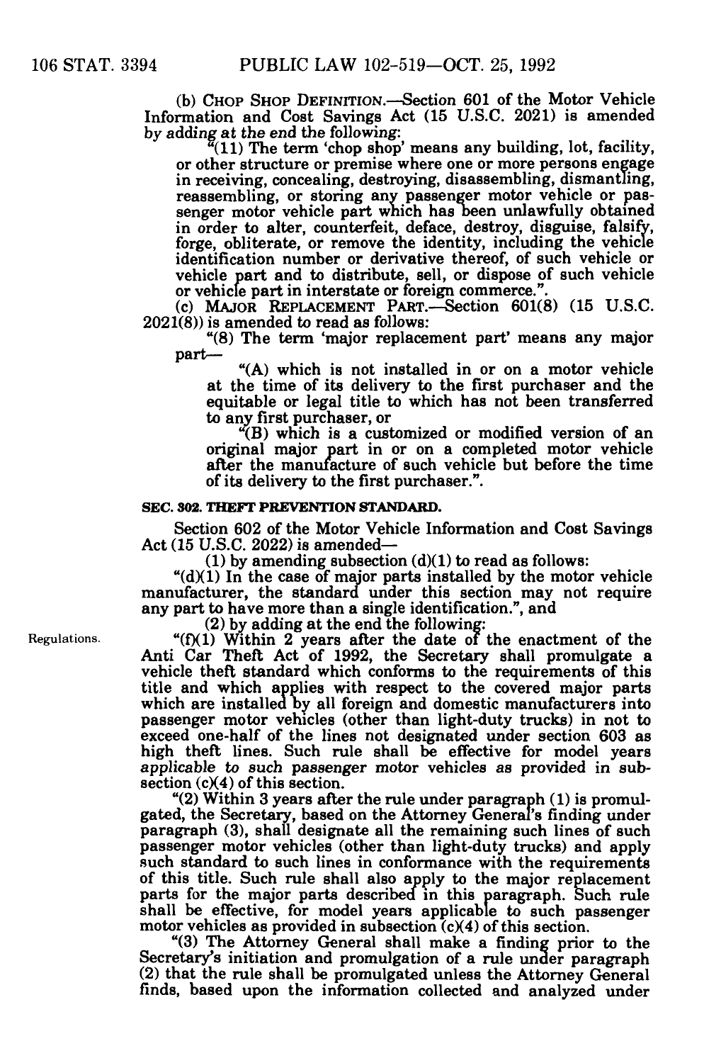(b) CHOP SHOP DEFINITION.—Section 601 of the Motor Vehicle Information and Cost Savings Act (15 U.S.C. 2021) is amended by adding at the end the following:

"(11) The term 'chop shop' means any building, lot, facility, or other structure or premise where one or more persons engage in receiving, concealing, destroying, disassembling, dismantling, reassembling, or storing any passenger motor vehicle or passenger motor vehicle part which has been unlawfully obtained in order to alter, counterfeit, deface, destroy, disguise, falsify, forge, obliterate, or remove the identity, including the vehicle identification number or derivative thereof, of such vehicle or vehicle part and to distribute, sell, or dispose of such vehicle or vehicle part in interstate or foreign commerce.".

(c) MAJOR REPLACEMENT PART.—Section 601(8) (15 U.S.C. 2021(8)) is amended to read as follows:

"(8) The term 'major replacement part' means any major part—

"(A) which is not installed in or on a motor vehicle at the time of its delivery to the first purchaser and the equitable or legal title to which has not been transferred to any first purchaser, or

"(B) which is a customized or modified version of an original major part in or on a completed motor vehicle after the manufacture of such vehicle but before the time of its delivery to the first purchaser.".

**SEC. 302. THEFT PREVENTION STANDARD.**

Section 602 of the Motor Vehicle Information and Cost Savings Act (15 U.S.C. 2022) is amended—

(1) by amending subsection (d)(1) to read as follows:

"(d)(1) In the case of major parts installed by the motor vehicle manufacturer, the standard under this section may not require any part to have more than a single identification.", and

(2) by adding at the end the following:

Regulations.

"(f)(1) Within 2 years after the date of the enactment of the Anti Car Theft Act of 1992, the Secretary shall promulgate a vehicle theft standard which conforms to the requirements of this title and which applies with respect to the covered major parts which are installed by all foreign and domestic manufacturers into passenger motor vehicles (other than light-duty trucks) in not to exceed one-half of the lines not designated under section 603 as high theft lines. Such rule shall be effective for model years applicable to such passenger motor vehicles as provided in subsection (c)(4) of this section.

"(2) Within 3 years after the rule under paragraph (1) is promulgated, the Secretary, based on the Attorney General's finding under paragraph (3), shall designate all the remaining such lines of such passenger motor vehicles (other than light-duty trucks) and apply such standard to such lines in conformance with the requirements of this title. Such rule shall also apply to the major replacement parts for the major parts described in this paragraph. Such rule shall be effective, for model years applicable to such passenger motor vehicles as provided in subsection (c)(4) of this section.

"(3) The Attorney General shall make a finding prior to the Secretary's initiation and promulgation of a rule under paragraph (2) that the rule shall be promulgated unless the Attorney General finds, based upon the information collected and analyzed under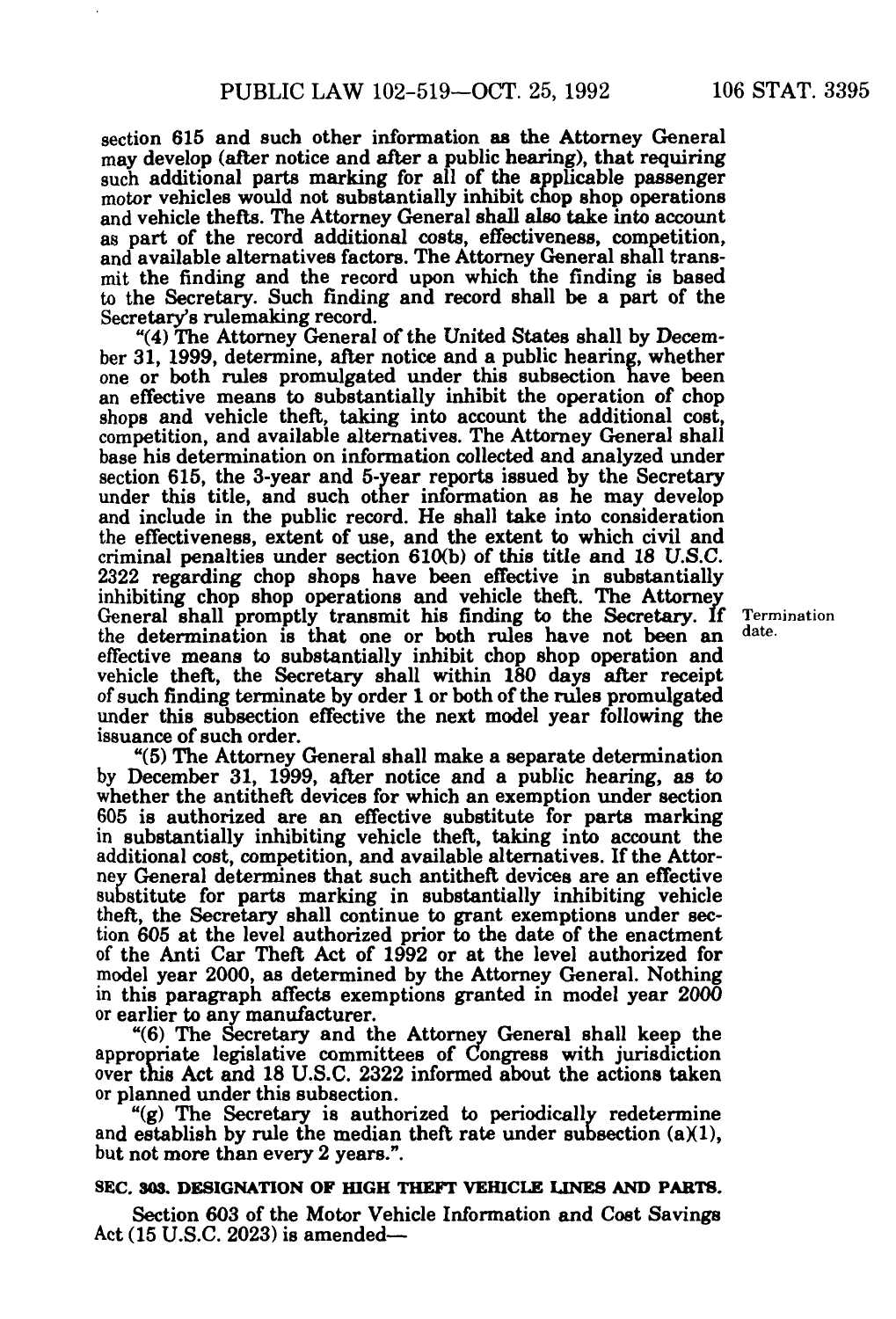section 615 and such other information as the Attorney General may develop (after notice and after a public hearing), that requiring such additional parts marking for all of the applicable passenger motor vehicles would not substantially inhibit chop shop operations and vehicle thefts. The Attorney General shall also take into account as part of the record additional costs, effectiveness, competition, and available alternatives factors. The Attorney General shall transmit the finding and the record upon which the finding is based to the Secretary. Such finding and record shall be a part of the Secretary's rulemaking record.

"(4) The Attorney General of the United States shall by December 31, 1999, determine, after notice and a public hearing, whether one or both rules promulgated under this subsection have been an effective means to substantially inhibit the operation of chop shops and vehicle theft, taking into account the additional cost, competition, and available alternatives. The Attorney General shall base his determination on information collected and analyzed under section 615, the 3-year and 5-year reports issued by the Secretary under this title, and such other information as he may develop and include in the public record. He shall take into consideration the effectiveness, extent of use, and the extent to which civil and criminal penalties under section 610(b) of this title and 18 U.S.C. 2322 regarding chop shops have been effective in substantially inhibiting chop shop operations and vehicle theft. The Attorney General shall promptly transmit his finding to the Secretary. If the determination is that one or both rules have not been an effective means to substantially inhibit chop shop operation and vehicle theft, the Secretary shall within 180 days after receipt of such finding terminate by order 1 or both of the rules promulgated under this subsection effective the next model year following the issuance of such order.

Termination date.

"(5) The Attorney General shall make a separate determination by December 31, 1999, after notice and a public hearing, as to whether the antitheft devices for which an exemption under section 605 is authorized are an effective substitute for parts marking in substantially inhibiting vehicle theft, taking into account the additional cost, competition, and available alternatives. If the Attorney General determines that such antitheft devices are an effective substitute for parts marking in substantially inhibiting vehicle theft, the Secretary shall continue to grant exemptions under section 605 at the level authorized prior to the date of the enactment of the Anti Car Theft Act of 1992 or at the level authorized for model year 2000, as determined by the Attorney General. Nothing in this paragraph affects exemptions granted in model year 2000 or earlier to any manufacturer.

"(6) The Secretary and the Attorney General shall keep the appropriate legislative committees of Congress with jurisdiction over this Act and 18 U.S.C. 2322 informed about the actions taken or planned under this subsection.

"(g) The Secretary is authorized to periodically redetermine and establish by rule the median theft rate under subsection (a)(1), but not more than every 2 years.".

**SEC. 303. DESIGNATION OF HIGH THEFT VEHICLE LINES AND PARTS.**

Section 603 of the Motor Vehicle Information and Cost Savings Act (15 U.S.C. 2023) is amended—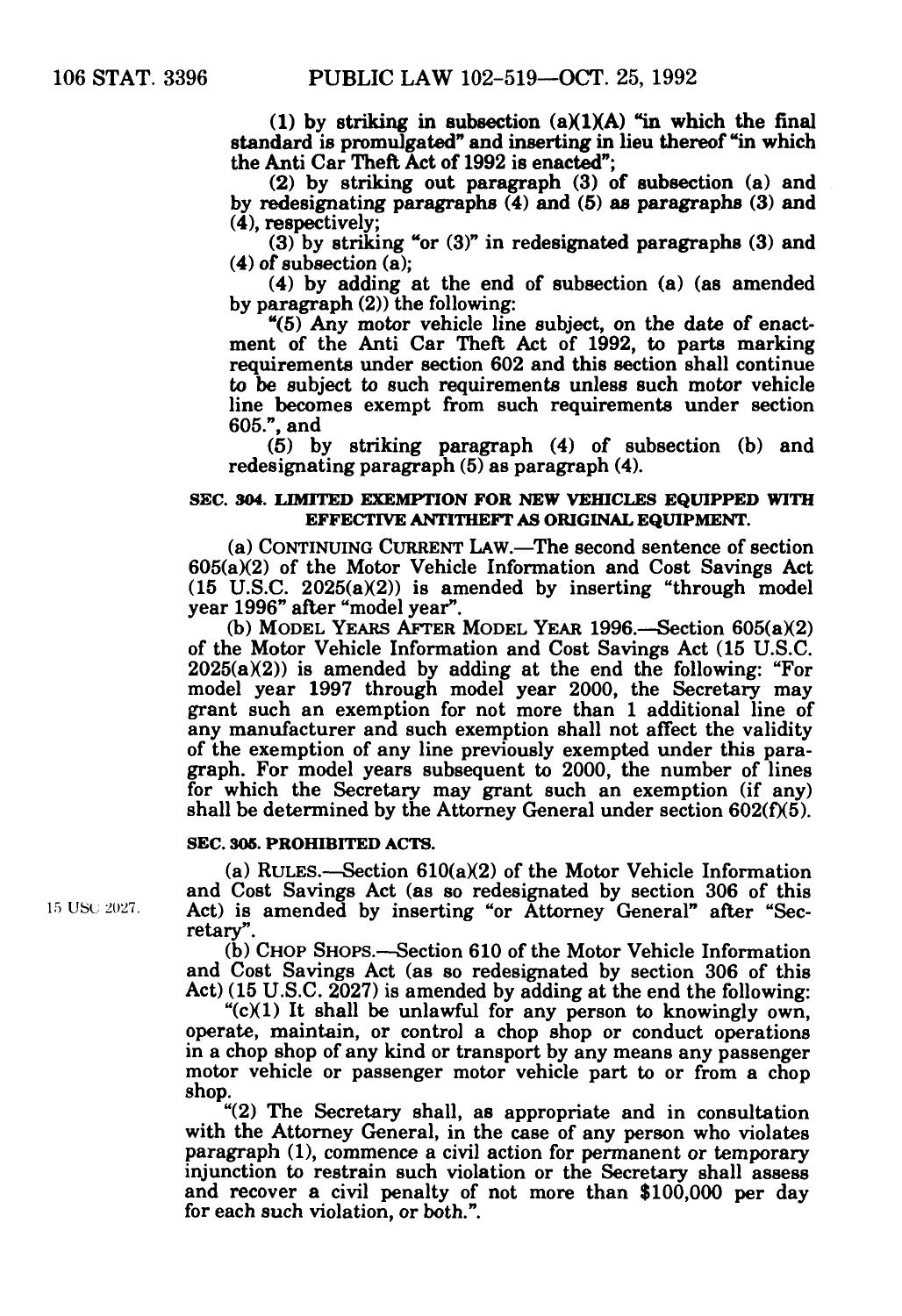(1) by striking in subsection (a)(1)(A) "in which the final standard is promulgated" and inserting in lieu thereof "in which the Anti Car Theft Act of 1992 is enacted";

(2) by striking out paragraph (3) of subsection (a) and by redesignating paragraphs (4) and (5) as paragraphs (3) and (4), respectively;

(3) by striking "or (3)" in redesignated paragraphs (3) and (4) of subsection (a);

(4) by adding at the end of subsection (a) (as amended by paragraph (2)) the following:

"(5) Any motor vehicle line subject, on the date of enactment of the Anti Car Theft Act of 1992, to parts marking requirements under section 602 and this section shall continue to be subject to such requirements unless such motor vehicle line becomes exempt from such requirements under section 605.", and

(5) by striking paragraph (4) of subsection (b) and redesignating paragraph (5) as paragraph (4).

### SEC. 304. LIMITED EXEMPTION FOR NEW VEHICLES EQUIPPED WITH EFFECTIVE ANTITHEFT AS ORIGINAL EQUIPMENT.

(a) CONTINUING CURRENT LAW.—The second sentence of section 605(a)(2) of the Motor Vehicle Information and Cost Savings Act (15 U.S.C. 2025(a)(2)) is amended by inserting "through model year 1996" after "model year".

(b) MODEL YEARS AFTER MODEL YEAR 1996.—Section 605(a)(2) of the Motor Vehicle Information and Cost Savings Act (15 U.S.C. 2025(a)(2)) is amended by adding at the end the following: "For model year 1997 through model year 2000, the Secretary may grant such an exemption for not more than 1 additional line of any manufacturer and such exemption shall not affect the validity of the exemption of any line previously exempted under this paragraph. For model years subsequent to 2000, the number of lines for which the Secretary may grant such an exemption (if any) shall be determined by the Attorney General under section 602(f)(5).

### SEC. 305. PROHIBITED ACTS.

(a) RULES.—Section 610(a)(2) of the Motor Vehicle Information and Cost Savings Act (as so redesignated by section 306 of this Act) is amended by inserting "or Attorney General" after "Secretary".

15 USC 2027.

(b) CHOP SHOPS.—Section 610 of the Motor Vehicle Information and Cost Savings Act (as so redesignated by section 306 of this Act) (15 U.S.C. 2027) is amended by adding at the end the following:

"(c)(1) It shall be unlawful for any person to knowingly own, operate, maintain, or control a chop shop or conduct operations in a chop shop of any kind or transport by any means any passenger motor vehicle or passenger motor vehicle part to or from a chop shop.

"(2) The Secretary shall, as appropriate and in consultation with the Attorney General, in the case of any person who violates paragraph (1), commence a civil action for permanent or temporary injunction to restrain such violation or the Secretary shall assess and recover a civil penalty of not more than $100,000 per day for each such violation, or both.".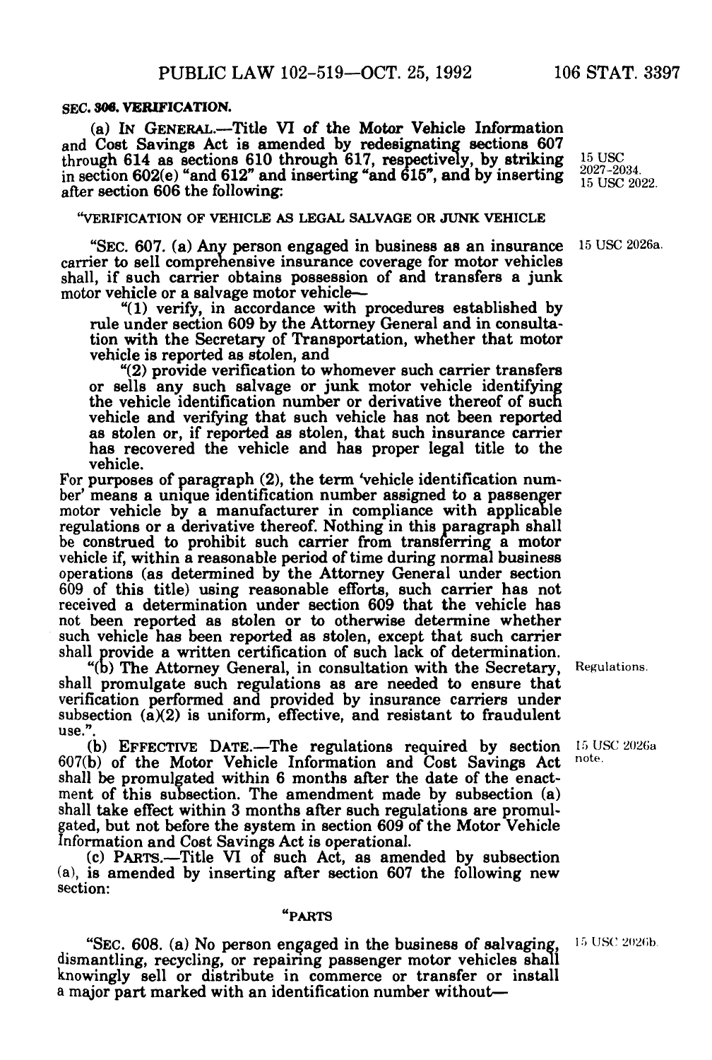**SEC. 306. VERIFICATION.**

(a) IN GENERAL.—Title VI of the Motor Vehicle Information and Cost Savings Act is amended by redesignating sections 607 through 614 as sections 610 through 617, respectively, by striking in section 602(e) "and 612" and inserting "and 615", and by inserting after section 606 the following:

15 USC 2027-2034.
15 USC 2022.

"VERIFICATION OF VEHICLE AS LEGAL SALVAGE OR JUNK VEHICLE

"SEC. 607. (a) Any person engaged in business as an insurance carrier to sell comprehensive insurance coverage for motor vehicles shall, if such carrier obtains possession of and transfers a junk motor vehicle or a salvage motor vehicle—

15 USC 2026a.

"(1) verify, in accordance with procedures established by rule under section 609 by the Attorney General and in consultation with the Secretary of Transportation, whether that motor vehicle is reported as stolen, and

"(2) provide verification to whomever such carrier transfers or sells any such salvage or junk motor vehicle identifying the vehicle identification number or derivative thereof of such vehicle and verifying that such vehicle has not been reported as stolen or, if reported as stolen, that such insurance carrier has recovered the vehicle and has proper legal title to the vehicle.

For purposes of paragraph (2), the term 'vehicle identification number' means a unique identification number assigned to a passenger motor vehicle by a manufacturer in compliance with applicable regulations or a derivative thereof. Nothing in this paragraph shall be construed to prohibit such carrier from transferring a motor vehicle if, within a reasonable period of time during normal business operations (as determined by the Attorney General under section 609 of this title) using reasonable efforts, such carrier has not received a determination under section 609 that the vehicle has not been reported as stolen or to otherwise determine whether such vehicle has been reported as stolen, except that such carrier shall provide a written certification of such lack of determination.

"(b) The Attorney General, in consultation with the Secretary, shall promulgate such regulations as are needed to ensure that verification performed and provided by insurance carriers under subsection (a)(2) is uniform, effective, and resistant to fraudulent use.".

Regulations.

(b) EFFECTIVE DATE.—The regulations required by section 607(b) of the Motor Vehicle Information and Cost Savings Act shall be promulgated within 6 months after the date of the enactment of this subsection. The amendment made by subsection (a) shall take effect within 3 months after such regulations are promulgated, but not before the system in section 609 of the Motor Vehicle Information and Cost Savings Act is operational.

15 USC 2026a note.

(c) PARTS.—Title VI of such Act, as amended by subsection (a), is amended by inserting after section 607 the following new section:

"PARTS

"SEC. 608. (a) No person engaged in the business of salvaging, dismantling, recycling, or repairing passenger motor vehicles shall knowingly sell or distribute in commerce or transfer or install a major part marked with an identification number without—

15 USC 2026b.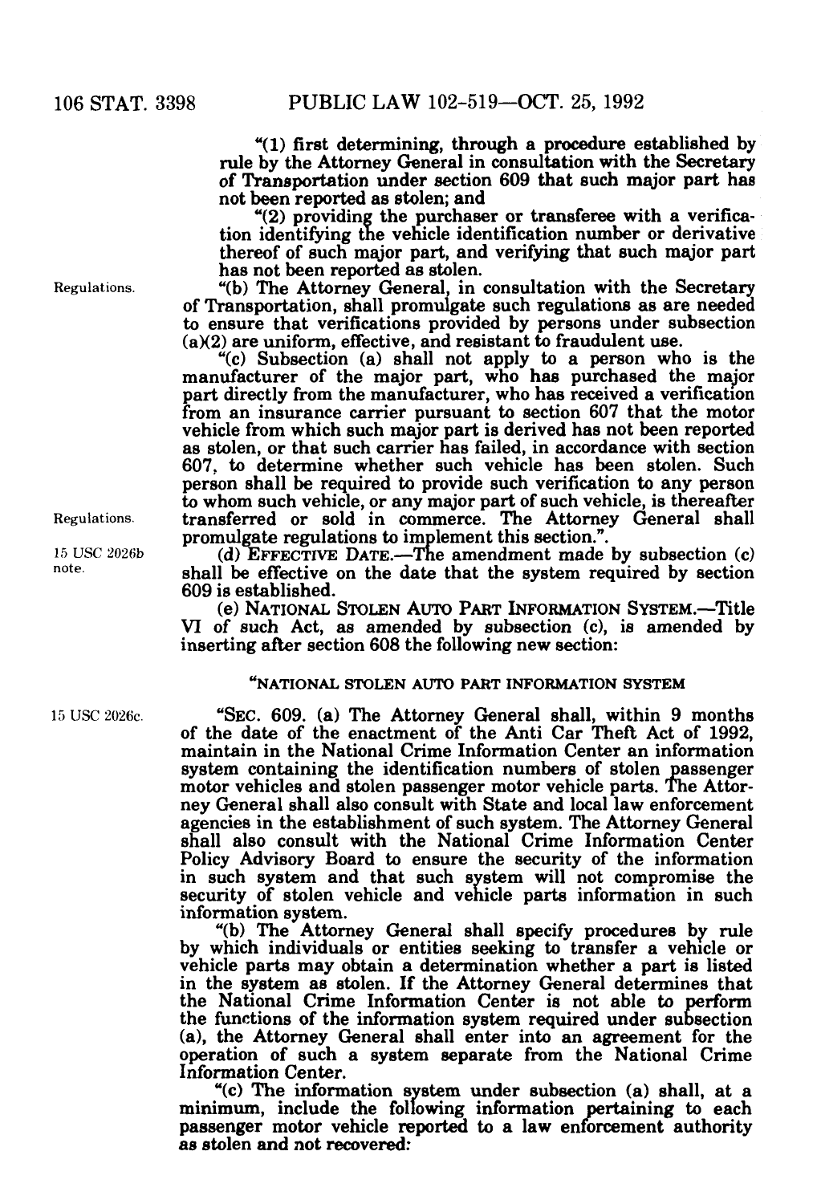"(1) first determining, through a procedure established by rule by the Attorney General in consultation with the Secretary of Transportation under section 609 that such major part has not been reported as stolen; and

"(2) providing the purchaser or transferee with a verification identifying the vehicle identification number or derivative thereof of such major part, and verifying that such major part has not been reported as stolen.

Regulations.

"(b) The Attorney General, in consultation with the Secretary of Transportation, shall promulgate such regulations as are needed to ensure that verifications provided by persons under subsection (a)(2) are uniform, effective, and resistant to fraudulent use.

"(c) Subsection (a) shall not apply to a person who is the manufacturer of the major part, who has purchased the major part directly from the manufacturer, who has received a verification from an insurance carrier pursuant to section 607 that the motor vehicle from which such major part is derived has not been reported as stolen, or that such carrier has failed, in accordance with section 607, to determine whether such vehicle has been stolen. Such person shall be required to provide such verification to any person to whom such vehicle, or any major part of such vehicle, is thereafter transferred or sold in commerce. The Attorney General shall promulgate regulations to implement this section.".

Regulations.

15 USC 2026b note.

(d) EFFECTIVE DATE.—The amendment made by subsection (c) shall be effective on the date that the system required by section 609 is established.

(e) NATIONAL STOLEN AUTO PART INFORMATION SYSTEM.—Title VI of such Act, as amended by subsection (c), is amended by inserting after section 608 the following new section:

"NATIONAL STOLEN AUTO PART INFORMATION SYSTEM

15 USC 2026c.

"SEC. 609. (a) The Attorney General shall, within 9 months of the date of the enactment of the Anti Car Theft Act of 1992, maintain in the National Crime Information Center an information system containing the identification numbers of stolen passenger motor vehicles and stolen passenger motor vehicle parts. The Attorney General shall also consult with State and local law enforcement agencies in the establishment of such system. The Attorney General shall also consult with the National Crime Information Center Policy Advisory Board to ensure the security of the information in such system and that such system will not compromise the security of stolen vehicle and vehicle parts information in such information system.

"(b) The Attorney General shall specify procedures by rule by which individuals or entities seeking to transfer a vehicle or vehicle parts may obtain a determination whether a part is listed in the system as stolen. If the Attorney General determines that the National Crime Information Center is not able to perform the functions of the information system required under subsection (a), the Attorney General shall enter into an agreement for the operation of such a system separate from the National Crime Information Center.

"(c) The information system under subsection (a) shall, at a minimum, include the following information pertaining to each passenger motor vehicle reported to a law enforcement authority as stolen and not recovered: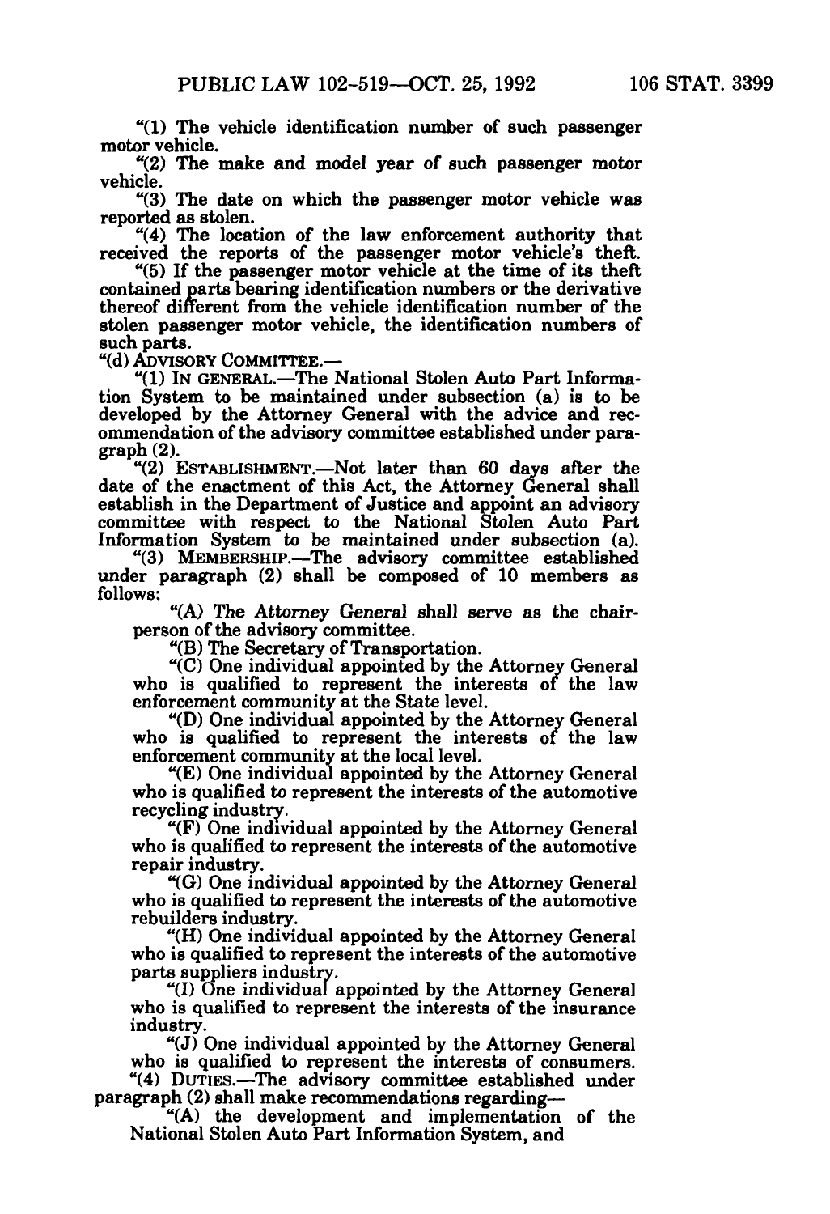"(1) The vehicle identification number of such passenger motor vehicle.

"(2) The make and model year of such passenger motor vehicle.

"(3) The date on which the passenger motor vehicle was reported as stolen.

"(4) The location of the law enforcement authority that received the reports of the passenger motor vehicle's theft.

"(5) If the passenger motor vehicle at the time of its theft contained parts bearing identification numbers or the derivative thereof different from the vehicle identification number of the stolen passenger motor vehicle, the identification numbers of such parts.

"(d) ADVISORY COMMITTEE.—

"(1) IN GENERAL.—The National Stolen Auto Part Information System to be maintained under subsection (a) is to be developed by the Attorney General with the advice and recommendation of the advisory committee established under paragraph (2).

"(2) ESTABLISHMENT.—Not later than 60 days after the date of the enactment of this Act, the Attorney General shall establish in the Department of Justice and appoint an advisory committee with respect to the National Stolen Auto Part Information System to be maintained under subsection (a).

"(3) MEMBERSHIP.—The advisory committee established under paragraph (2) shall be composed of 10 members as follows:

"(A) The Attorney General shall serve as the chairperson of the advisory committee.

"(B) The Secretary of Transportation.

"(C) One individual appointed by the Attorney General who is qualified to represent the interests of the law enforcement community at the State level.

"(D) One individual appointed by the Attorney General who is qualified to represent the interests of the law enforcement community at the local level.

"(E) One individual appointed by the Attorney General who is qualified to represent the interests of the automotive recycling industry.

"(F) One individual appointed by the Attorney General who is qualified to represent the interests of the automotive repair industry.

"(G) One individual appointed by the Attorney General who is qualified to represent the interests of the automotive rebuilders industry.

"(H) One individual appointed by the Attorney General who is qualified to represent the interests of the automotive parts suppliers industry.

"(I) One individual appointed by the Attorney General who is qualified to represent the interests of the insurance industry.

"(J) One individual appointed by the Attorney General who is qualified to represent the interests of consumers.

"(4) DUTIES.—The advisory committee established under paragraph (2) shall make recommendations regarding—

"(A) the development and implementation of the National Stolen Auto Part Information System, and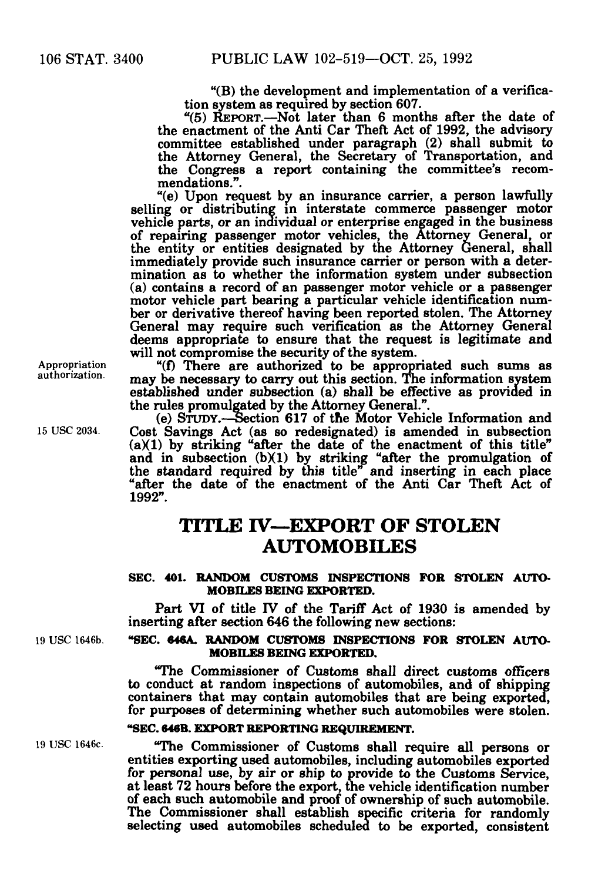"(B) the development and implementation of a verification system as required by section 607.

"(5) REPORT.—Not later than 6 months after the date of the enactment of the Anti Car Theft Act of 1992, the advisory committee established under paragraph (2) shall submit to the Attorney General, the Secretary of Transportation, and the Congress a report containing the committee's recommendations.".

"(e) Upon request by an insurance carrier, a person lawfully selling or distributing in interstate commerce passenger motor vehicle parts, or an individual or enterprise engaged in the business of repairing passenger motor vehicles, the Attorney General, or the entity or entities designated by the Attorney General, shall immediately provide such insurance carrier or person with a determination as to whether the information system under subsection (a) contains a record of an passenger motor vehicle or a passenger motor vehicle part bearing a particular vehicle identification number or derivative thereof having been reported stolen. The Attorney General may require such verification as the Attorney General deems appropriate to ensure that the request is legitimate and will not compromise the security of the system.

Appropriation authorization.

"(f) There are authorized to be appropriated such sums as may be necessary to carry out this section. The information system established under subsection (a) shall be effective as provided in the rules promulgated by the Attorney General.".

15 USC 2034.

(e) STUDY.—Section 617 of the Motor Vehicle Information and Cost Savings Act (as so redesignated) is amended in subsection (a)(1) by striking "after the date of the enactment of this title" and in subsection (b)(1) by striking "after the promulgation of the standard required by this title" and inserting in each place "after the date of the enactment of the Anti Car Theft Act of 1992".

# TITLE IV—EXPORT OF STOLEN AUTOMOBILES

### SEC. 401. RANDOM CUSTOMS INSPECTIONS FOR STOLEN AUTOMOBILES BEING EXPORTED.

Part VI of title IV of the Tariff Act of 1930 is amended by inserting after section 646 the following new sections:

19 USC 1646b.

### "SEC. 646A. RANDOM CUSTOMS INSPECTIONS FOR STOLEN AUTOMOBILES BEING EXPORTED.

"The Commissioner of Customs shall direct customs officers to conduct at random inspections of automobiles, and of shipping containers that may contain automobiles that are being exported, for purposes of determining whether such automobiles were stolen.

### "SEC. 646B. EXPORT REPORTING REQUIREMENT.

19 USC 1646c.

"The Commissioner of Customs shall require all persons or entities exporting used automobiles, including automobiles exported for personal use, by air or ship to provide to the Customs Service, at least 72 hours before the export, the vehicle identification number of each such automobile and proof of ownership of such automobile. The Commissioner shall establish specific criteria for randomly selecting used automobiles scheduled to be exported, consistent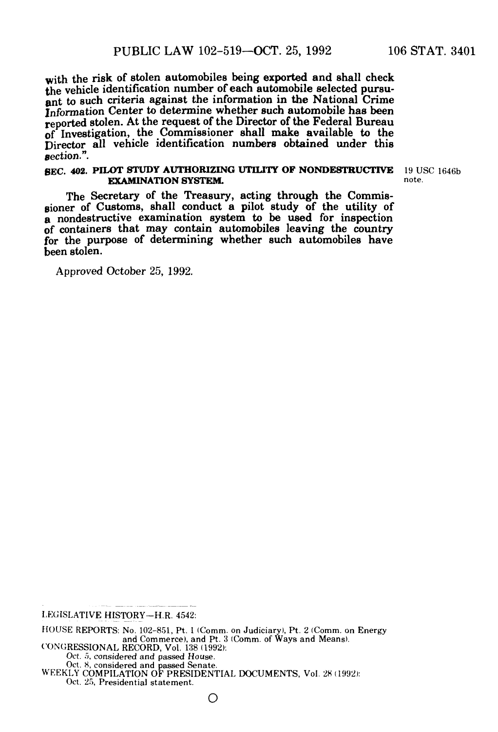with the risk of stolen automobiles being exported and shall check the vehicle identification number of each automobile selected pursuant to such criteria against the information in the National Crime Information Center to determine whether such automobile has been reported stolen. At the request of the Director of the Federal Bureau of Investigation, the Commissioner shall make available to the Director all vehicle identification numbers obtained under this section.".

**SEC. 402. PILOT STUDY AUTHORIZING UTILITY OF NONDESTRUCTIVE EXAMINATION SYSTEM.**

19 USC 1646b note.

The Secretary of the Treasury, acting through the Commissioner of Customs, shall conduct a pilot study of the utility of a nondestructive examination system to be used for inspection of containers that may contain automobiles leaving the country for the purpose of determining whether such automobiles have been stolen.

Approved October 25, 1992.

---

LEGISLATIVE HISTORY—H.R. 4542:

HOUSE REPORTS: No. 102-851, Pt. 1 (Comm. on Judiciary), Pt. 2 (Comm. on Energy and Commerce), and Pt. 3 (Comm. of Ways and Means).

CONGRESSIONAL RECORD, Vol. 138 (1992):
- Oct. 5, considered and passed House.
- Oct. 8, considered and passed Senate.

WEEKLY COMPILATION OF PRESIDENTIAL DOCUMENTS, Vol. 28 (1992):
- Oct. 25, Presidential statement.